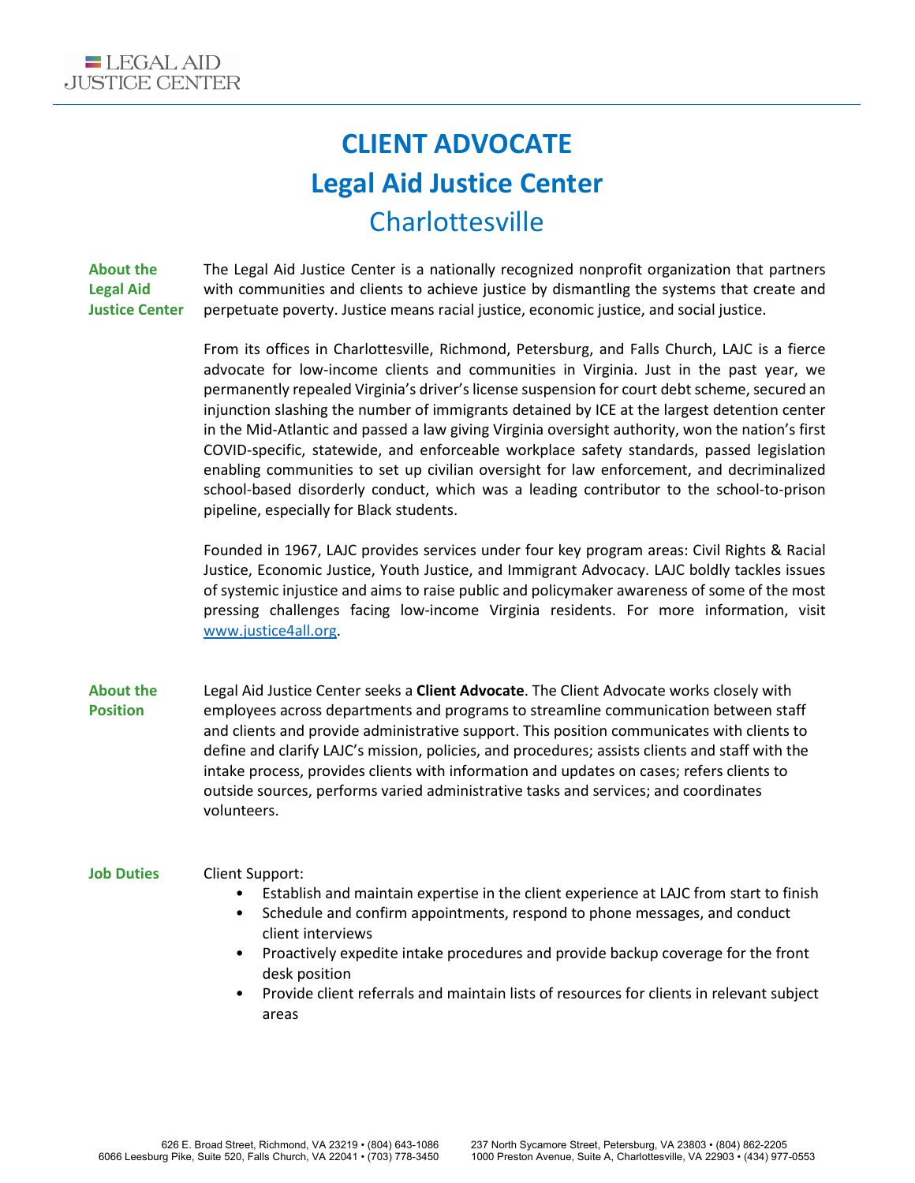LEGAL AID
JUSTICE CENTER

# CLIENT ADVOCATE
## Legal Aid Justice Center
## Charlottesville

**About the Legal Aid Justice Center**

The Legal Aid Justice Center is a nationally recognized nonprofit organization that partners with communities and clients to achieve justice by dismantling the systems that create and perpetuate poverty. Justice means racial justice, economic justice, and social justice.

From its offices in Charlottesville, Richmond, Petersburg, and Falls Church, LAJC is a fierce advocate for low-income clients and communities in Virginia. Just in the past year, we permanently repealed Virginia's driver's license suspension for court debt scheme, secured an injunction slashing the number of immigrants detained by ICE at the largest detention center in the Mid-Atlantic and passed a law giving Virginia oversight authority, won the nation's first COVID-specific, statewide, and enforceable workplace safety standards, passed legislation enabling communities to set up civilian oversight for law enforcement, and decriminalized school-based disorderly conduct, which was a leading contributor to the school-to-prison pipeline, especially for Black students.

Founded in 1967, LAJC provides services under four key program areas: Civil Rights & Racial Justice, Economic Justice, Youth Justice, and Immigrant Advocacy. LAJC boldly tackles issues of systemic injustice and aims to raise public and policymaker awareness of some of the most pressing challenges facing low-income Virginia residents. For more information, visit www.justice4all.org.

**About the Position**

Legal Aid Justice Center seeks a **Client Advocate**. The Client Advocate works closely with employees across departments and programs to streamline communication between staff and clients and provide administrative support. This position communicates with clients to define and clarify LAJC's mission, policies, and procedures; assists clients and staff with the intake process, provides clients with information and updates on cases; refers clients to outside sources, performs varied administrative tasks and services; and coordinates volunteers.

**Job Duties**

Client Support:

- Establish and maintain expertise in the client experience at LAJC from start to finish
- Schedule and confirm appointments, respond to phone messages, and conduct client interviews
- Proactively expedite intake procedures and provide backup coverage for the front desk position
- Provide client referrals and maintain lists of resources for clients in relevant subject areas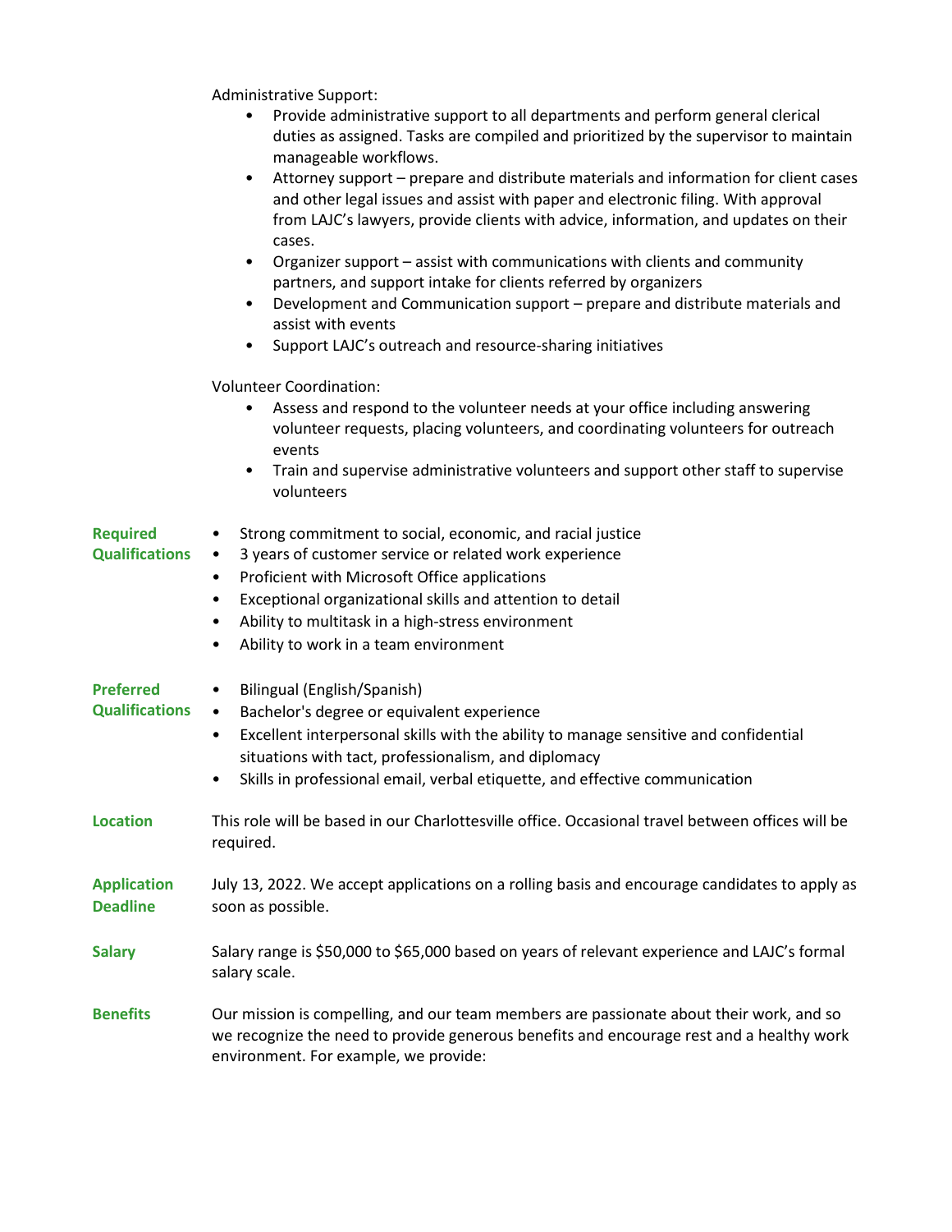Administrative Support:

- Provide administrative support to all departments and perform general clerical duties as assigned. Tasks are compiled and prioritized by the supervisor to maintain manageable workflows.
- Attorney support – prepare and distribute materials and information for client cases and other legal issues and assist with paper and electronic filing. With approval from LAJC's lawyers, provide clients with advice, information, and updates on their cases.
- Organizer support – assist with communications with clients and community partners, and support intake for clients referred by organizers
- Development and Communication support – prepare and distribute materials and assist with events
- Support LAJC's outreach and resource-sharing initiatives

Volunteer Coordination:

- Assess and respond to the volunteer needs at your office including answering volunteer requests, placing volunteers, and coordinating volunteers for outreach events
- Train and supervise administrative volunteers and support other staff to supervise volunteers

**Required Qualifications**

- Strong commitment to social, economic, and racial justice
- 3 years of customer service or related work experience
- Proficient with Microsoft Office applications
- Exceptional organizational skills and attention to detail
- Ability to multitask in a high-stress environment
- Ability to work in a team environment

**Preferred Qualifications**

- Bilingual (English/Spanish)
- Bachelor's degree or equivalent experience
- Excellent interpersonal skills with the ability to manage sensitive and confidential situations with tact, professionalism, and diplomacy
- Skills in professional email, verbal etiquette, and effective communication

**Location**

This role will be based in our Charlottesville office. Occasional travel between offices will be required.

**Application Deadline**

July 13, 2022. We accept applications on a rolling basis and encourage candidates to apply as soon as possible.

**Salary**

Salary range is $50,000 to $65,000 based on years of relevant experience and LAJC's formal salary scale.

**Benefits**

Our mission is compelling, and our team members are passionate about their work, and so we recognize the need to provide generous benefits and encourage rest and a healthy work environment. For example, we provide: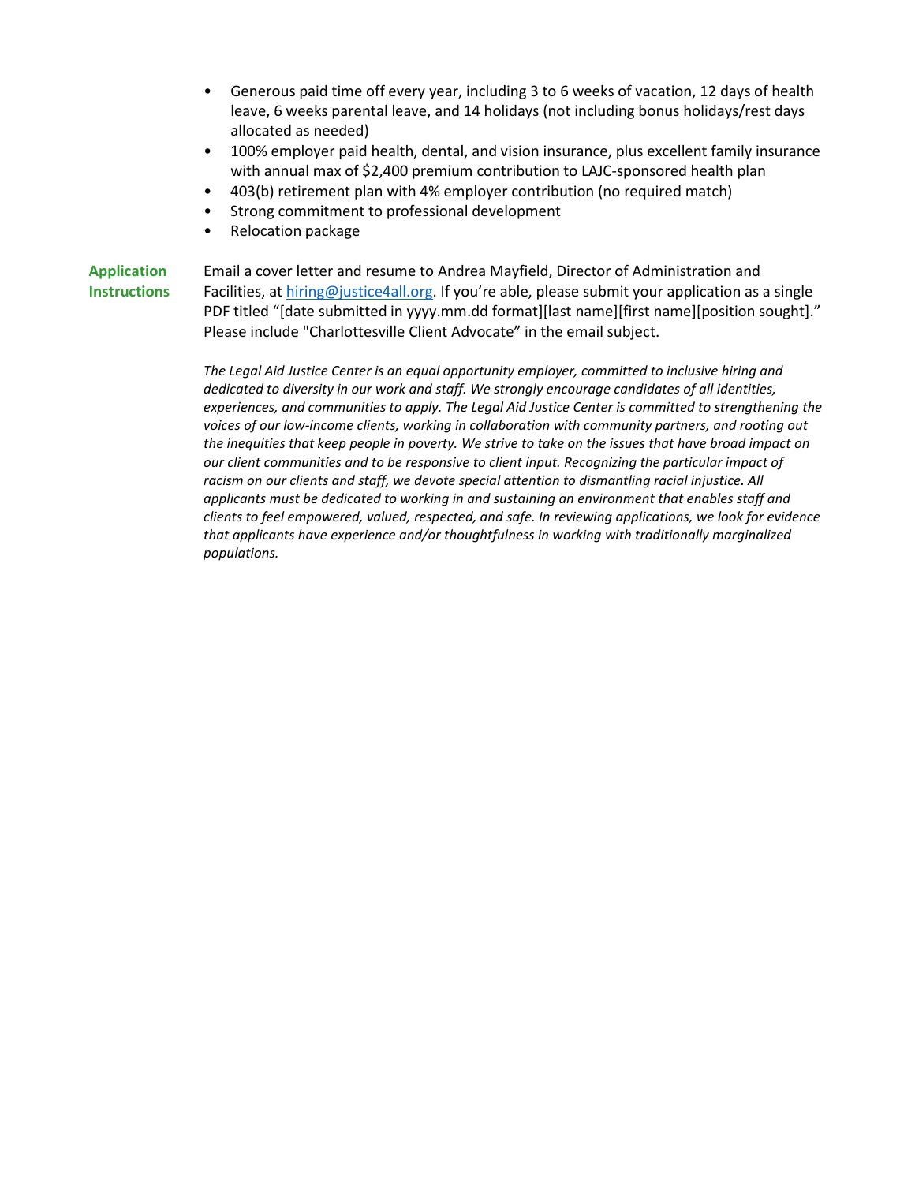- Generous paid time off every year, including 3 to 6 weeks of vacation, 12 days of health leave, 6 weeks parental leave, and 14 holidays (not including bonus holidays/rest days allocated as needed)
- 100% employer paid health, dental, and vision insurance, plus excellent family insurance with annual max of $2,400 premium contribution to LAJC-sponsored health plan
- 403(b) retirement plan with 4% employer contribution (no required match)
- Strong commitment to professional development
- Relocation package

**Application Instructions**

Email a cover letter and resume to Andrea Mayfield, Director of Administration and Facilities, at [hiring@justice4all.org](mailto:hiring@justice4all.org). If you're able, please submit your application as a single PDF titled "[date submitted in yyyy.mm.dd format][last name][first name][position sought]." Please include "Charlottesville Client Advocate" in the email subject.

*The Legal Aid Justice Center is an equal opportunity employer, committed to inclusive hiring and dedicated to diversity in our work and staff. We strongly encourage candidates of all identities, experiences, and communities to apply. The Legal Aid Justice Center is committed to strengthening the voices of our low-income clients, working in collaboration with community partners, and rooting out the inequities that keep people in poverty. We strive to take on the issues that have broad impact on our client communities and to be responsive to client input. Recognizing the particular impact of racism on our clients and staff, we devote special attention to dismantling racial injustice. All applicants must be dedicated to working in and sustaining an environment that enables staff and clients to feel empowered, valued, respected, and safe. In reviewing applications, we look for evidence that applicants have experience and/or thoughtfulness in working with traditionally marginalized populations.*